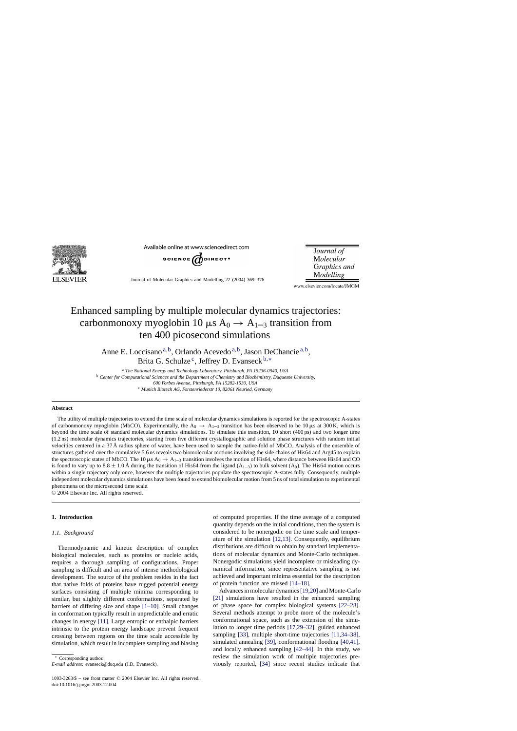# Enhanced sampling by multiple molecular dynamics trajectories: carbonmonoxy myoglobin 10 μs $A_0 \rightarrow A_{1-3}$ transition from ten 400 picosecond simulations

Anne E. Loccisano[a,b], Orlando Acevedo[a,b], Jason DeChancie[a,b], Brita G. Schulze[c], Jeffrey D. Evanseck[b,*]

[a] *The National Energy and Technology Laboratory, Pittsburgh, PA 15236-0940, USA*
[b] *Center for Computational Sciences and the Department of Chemistry and Biochemistry, Duquesne University, 600 Forbes Avenue, Pittsburgh, PA 15282-1530, USA*
[c] *Munich Biotech AG, Forstenriederstr 10, 82061 Neuried, Germany*

## Abstract

The utility of multiple trajectories to extend the time scale of molecular dynamics simulations is reported for the spectroscopic A-states of carbonmonoxy myoglobin (MbCO). Experimentally, the $A_0 \rightarrow A_{1-3}$ transition has been observed to be 10 μs at 300 K, which is beyond the time scale of standard molecular dynamics simulations. To simulate this transition, 10 short (400 ps) and two longer time (1.2 ns) molecular dynamics trajectories, starting from five different crystallographic and solution phase structures with random initial velocities centered in a 37 Å radius sphere of water, have been used to sample the native-fold of MbCO. Analysis of the ensemble of structures gathered over the cumulative 5.6 ns reveals two biomolecular motions involving the side chains of His64 and Arg45 to explain the spectroscopic states of MbCO. The 10 μs $A_0 \rightarrow A_{1-3}$ transition involves the motion of His64, where distance between His64 and CO is found to vary up to $8.8 \pm 1.0$ Å during the transition of His64 from the ligand ($A_{1-3}$) to bulk solvent ($A_0$). The His64 motion occurs within a single trajectory only once, however the multiple trajectories populate the spectroscopic A-states fully. Consequently, multiple independent molecular dynamics simulations have been found to extend biomolecular motion from 5 ns of total simulation to experimental phenomena on the microsecond time scale.

© 2004 Elsevier Inc. All rights reserved.

## 1. Introduction

### 1.1. Background

Thermodynamic and kinetic description of complex biological molecules, such as proteins or nucleic acids, requires a thorough sampling of configurations. Proper sampling is difficult and an area of intense methodological development. The source of the problem resides in the fact that native folds of proteins have rugged potential energy surfaces consisting of multiple minima corresponding to similar, but slightly different conformations, separated by barriers of differing size and shape [1–10]. Small changes in conformation typically result in unpredictable and erratic changes in energy [11]. Large entropic or enthalpic barriers intrinsic to the protein energy landscape prevent frequent crossing between regions on the time scale accessible by simulation, which result in incomplete sampling and biasing of computed properties. If the time average of a computed quantity depends on the initial conditions, then the system is considered to be nonergodic on the time scale and temperature of the simulation [12,13]. Consequently, equilibrium distributions are difficult to obtain by standard implementations of molecular dynamics and Monte-Carlo techniques. Nonergodic simulations yield incomplete or misleading dynamical information, since representative sampling is not achieved and important minima essential for the description of protein function are missed [14–18].

Advances in molecular dynamics [19,20] and Monte-Carlo [21] simulations have resulted in the enhanced sampling of phase space for complex biological systems [22–28]. Several methods attempt to probe more of the molecule's conformational space, such as the extension of the simulation to longer time periods [17,29–32], guided enhanced sampling [33], multiple short-time trajectories [11,34–38], simulated annealing [39], conformational flooding [40,41], and locally enhanced sampling [42–44]. In this study, we review the simulation work of multiple trajectories previously reported, [34] since recent studies indicate that

* Corresponding author.
*E-mail address:* evanseck@duq.edu (J.D. Evanseck).

1093-3263/$ – see front matter © 2004 Elsevier Inc. All rights reserved.
doi:10.1016/j.jmgm.2003.12.004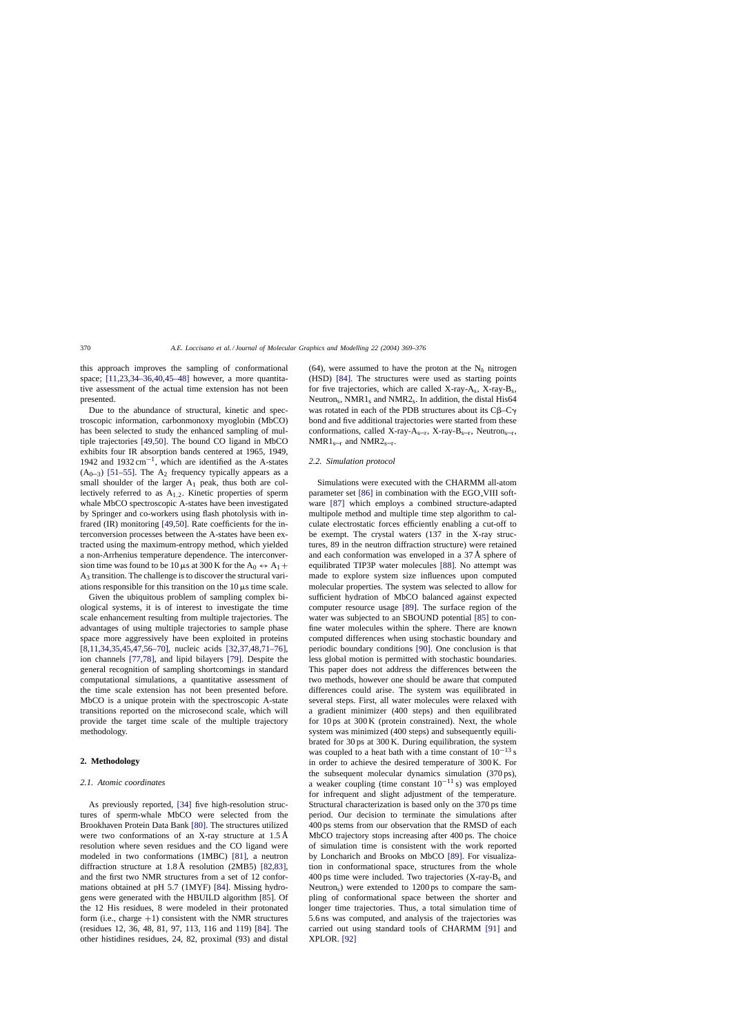this approach improves the sampling of conformational space; [11,23,34–36,40,45–48] however, a more quantitative assessment of the actual time extension has not been presented.

Due to the abundance of structural, kinetic and spectroscopic information, carbonmonoxy myoglobin (MbCO) has been selected to study the enhanced sampling of multiple trajectories [49,50]. The bound CO ligand in MbCO exhibits four IR absorption bands centered at 1965, 1949, 1942 and 1932 $cm^{-1}$, which are identified as the A-states ($A_{0-3}$) [51–55]. The $A_2$ frequency typically appears as a small shoulder of the larger $A_1$ peak, thus both are collectively referred to as $A_{1,2}$. Kinetic properties of sperm whale MbCO spectroscopic A-states have been investigated by Springer and co-workers using flash photolysis with infrared (IR) monitoring [49,50]. Rate coefficients for the interconversion processes between the A-states have been extracted using the maximum-entropy method, which yielded a non-Arrhenius temperature dependence. The interconversion time was found to be 10 μs at 300 K for the $A_0 \leftrightarrow A_1 + A_3$ transition. The challenge is to discover the structural variations responsible for this transition on the 10 μs time scale.

Given the ubiquitous problem of sampling complex biological systems, it is of interest to investigate the time scale enhancement resulting from multiple trajectories. The advantages of using multiple trajectories to sample phase space more aggressively have been exploited in proteins [8,11,34,35,45,47,56–70], nucleic acids [32,37,48,71–76], ion channels [77,78], and lipid bilayers [79]. Despite the general recognition of sampling shortcomings in standard computational simulations, a quantitative assessment of the time scale extension has not been presented before. MbCO is a unique protein with the spectroscopic A-state transitions reported on the microsecond scale, which will provide the target time scale of the multiple trajectory methodology.

## 2. Methodology

### 2.1. Atomic coordinates

As previously reported, [34] five high-resolution structures of sperm-whale MbCO were selected from the Brookhaven Protein Data Bank [80]. The structures utilized were two conformations of an X-ray structure at 1.5 Å resolution where seven residues and the CO ligand were modeled in two conformations (1MBC) [81], a neutron diffraction structure at 1.8 Å resolution (2MB5) [82,83], and the first two NMR structures from a set of 12 conformations obtained at pH 5.7 (1MYF) [84]. Missing hydrogens were generated with the HBUILD algorithm [85]. Of the 12 His residues, 8 were modeled in their protonated form (i.e., charge +1) consistent with the NMR structures (residues 12, 36, 48, 81, 97, 113, 116 and 119) [84]. The other histidines residues, 24, 82, proximal (93) and distal (64), were assumed to have the proton at the $N_\delta$ nitrogen (HSD) [84]. The structures were used as starting points for five trajectories, which are called X-ray-$A_s$, X-ray-$B_s$, $Neutron_s$, $NMR1_s$ and $NMR2_s$. In addition, the distal His64 was rotated in each of the PDB structures about its Cβ–Cγ bond and five additional trajectories were started from these conformations, called X-ray-$A_{s-r}$, X-ray-$B_{s-r}$, $Neutron_{s-r}$, $NMR1_{s-r}$ and $NMR2_{s-r}$.

### 2.2. Simulation protocol

Simulations were executed with the CHARMM all-atom parameter set [86] in combination with the EGO_VIII software [87] which employs a combined structure-adapted multipole method and multiple time step algorithm to calculate electrostatic forces efficiently enabling a cut-off to be exempt. The crystal waters (137 in the X-ray structures, 89 in the neutron diffraction structure) were retained and each conformation was enveloped in a 37 Å sphere of equilibrated TIP3P water molecules [88]. No attempt was made to explore system size influences upon computed molecular properties. The system was selected to allow for sufficient hydration of MbCO balanced against expected computer resource usage [89]. The surface region of the water was subjected to an SBOUND potential [85] to confine water molecules within the sphere. There are known computed differences when using stochastic boundary and periodic boundary conditions [90]. One conclusion is that less global motion is permitted with stochastic boundaries. This paper does not address the differences between the two methods, however one should be aware that computed differences could arise. The system was equilibrated in several steps. First, all water molecules were relaxed with a gradient minimizer (400 steps) and then equilibrated for 10 ps at 300 K (protein constrained). Next, the whole system was minimized (400 steps) and subsequently equilibrated for 30 ps at 300 K. During equilibration, the system was coupled to a heat bath with a time constant of $10^{-13}$ s in order to achieve the desired temperature of 300 K. For the subsequent molecular dynamics simulation (370 ps), a weaker coupling (time constant $10^{-11}$ s) was employed for infrequent and slight adjustment of the temperature. Structural characterization is based only on the 370 ps time period. Our decision to terminate the simulations after 400 ps stems from our observation that the RMSD of each MbCO trajectory stops increasing after 400 ps. The choice of simulation time is consistent with the work reported by Loncharich and Brooks on MbCO [89]. For visualization in conformational space, structures from the whole 400 ps time were included. Two trajectories (X-ray-$B_s$ and $Neutron_s$) were extended to 1200 ps to compare the sampling of conformational space between the shorter and longer time trajectories. Thus, a total simulation time of 5.6 ns was computed, and analysis of the trajectories was carried out using standard tools of CHARMM [91] and XPLOR. [92]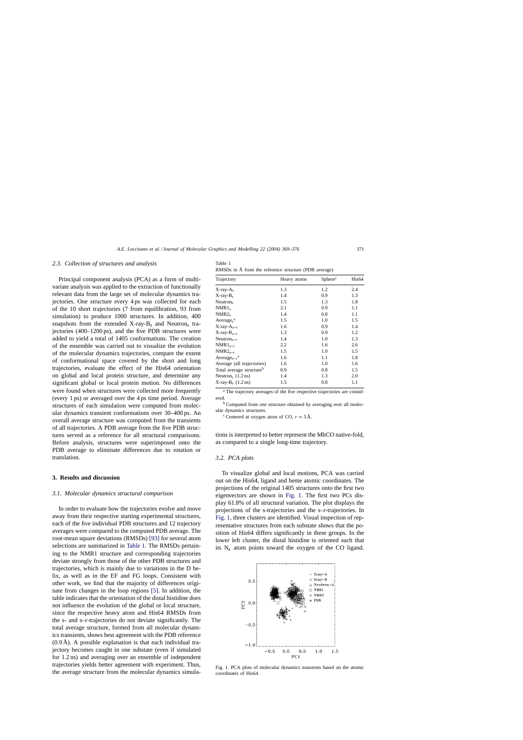### 2.3. Collection of structures and analysis

Principal component analysis (PCA) as a form of multivariate analysis was applied to the extraction of functionally relevant data from the large set of molecular dynamics trajectories. One structure every 4 ps was collected for each of the 10 short trajectories (7 from equilibration, 93 from simulation) to produce 1000 structures. In addition, 400 snapshots from the extended X-ray-$B_s$ and $Neutron_s$ trajectories (400–1200 ps), and the five PDB structures were added to yield a total of 1405 conformations. The creation of the ensemble was carried out to visualize the evolution of the molecular dynamics trajectories, compare the extent of conformational space covered by the short and long trajectories, evaluate the effect of the His64 orientation on global and local protein structure, and determine any significant global or local protein motion. No differences were found when structures were collected more frequently (every 1 ps) or averaged over the 4 ps time period. Average structures of each simulation were computed from molecular dynamics transient conformations over 30–400 ps. An overall average structure was computed from the transients of all trajectories. A PDB average from the five PDB structures served as a reference for all structural comparisons. Before analysis, structures were superimposed onto the PDB average to eliminate differences due to rotation or translation.

## 3. Results and discussion

### 3.1. Molecular dynamics structural comparison

In order to evaluate how the trajectories evolve and move away from their respective starting experimental structures, each of the five individual PDB structures and 12 trajectory averages were compared to the computed PDB average. The root-mean square deviations (RMSDs) [93] for several atom selections are summarized in Table 1. The RMSDs pertaining to the NMR1 structure and corresponding trajectories deviate strongly from those of the other PDB structures and trajectories, which is mainly due to variations in the D helix, as well as in the EF and FG loops. Consistent with other work, we find that the majority of differences originate from changes in the loop regions [5]. In addition, the table indicates that the orientation of the distal histidine does not influence the evolution of the global or local structure, since the respective heavy atom and His64 RMSDs from the s- and s–r-trajectories do not deviate significantly. The total average structure, formed from all molecular dynamics transients, shows best agreement with the PDB reference (0.9 Å). A possible explanation is that each individual trajectory becomes caught in one substate (even if simulated for 1.2 ns) and averaging over an ensemble of independent trajectories yields better agreement with experiment. Thus, the average structure from the molecular dynamics simulations is interpreted to better represent the MbCO native-fold, as compared to a single long-time trajectory.

Table 1
RMSDs in Å from the reference structure (PDB average)

| Trajectory | Heavy atoms | Sphere[c] | His64 |
|---|---|---|---|
| X-ray-$A_s$ | 1.3 | 1.2 | 2.4 |
| X-ray-$B_s$ | 1.4 | 0.9 | 1.3 |
| $Neutron_s$ | 1.5 | 1.3 | 1.8 |
| $NMR1_s$ | 2.1 | 0.9 | 1.1 |
| $NMR2_s$ | 1.4 | 0.8 | 1.1 |
| $Average_s$[a] | 1.5 | 1.0 | 1.5 |
| X-ray-$A_{s-r}$ | 1.6 | 0.9 | 1.4 |
| X-ray-$B_{s-r}$ | 1.3 | 0.9 | 1.2 |
| $Neutron_{s-r}$ | 1.4 | 1.0 | 1.3 |
| $NMR1_{s-r}$ | 2.2 | 1.6 | 2.6 |
| $NMR2_{s-r}$ | 1.5 | 1.0 | 1.5 |
| $Average_{s-r}$[a] | 1.6 | 1.1 | 1.8 |
| Average (all trajectories) | 1.6 | 1.0 | 1.6 |
| Total average structure[b] | 0.9 | 0.8 | 1.5 |
| $Neutron_s$ (1.2 ns) | 1.4 | 1.3 | 2.0 |
| X-ray-$B_s$ (1.2 ns) | 1.5 | 0.8 | 1.1 |

[a] The trajectory averages of the five respective trajectories are considered.

[b] Computed from *one* structure obtained by averaging over all molecular dynamics structures.

[c] Centered at oxygen atom of CO, $r = 5$ Å.

### 3.2. PCA plots

To visualize global and local motions, PCA was carried out on the His64, ligand and heme atomic coordinates. The projections of the original 1405 structures onto the first two eigenvectors are shown in Fig. 1. The first two PCs display 61.8% of all structural variation. The plot displays the projections of the s-trajectories and the s–r-trajectories. In Fig. 1, three clusters are identified. Visual inspection of representative structures from each substate shows that the position of His64 differs significantly in these groups. In the lower left cluster, the distal histidine is oriented such that its $N_\epsilon$ atom points toward the oxygen of the CO ligand.

Fig. 1. PCA plots of molecular dynamics transients based on the atomic coordinates of His64.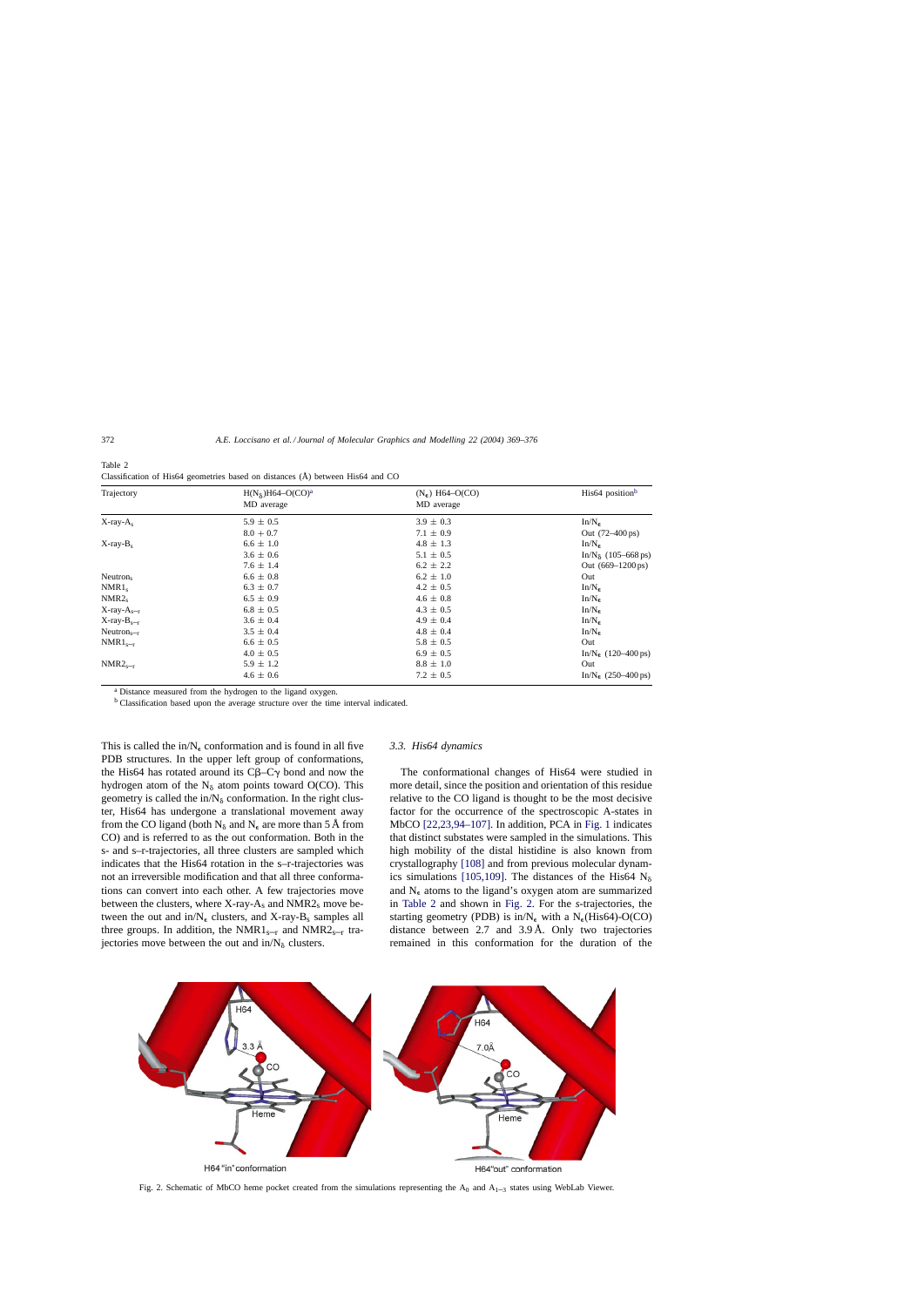Table 2
Classification of His64 geometries based on distances (Å) between His64 and CO

| Trajectory | $H(N_\delta)$H64–O(CO)[a] MD average | $(N_\epsilon)$ H64–O(CO) MD average | His64 position[b] |
|---|---|---|---|
| X-ray-$A_s$ | 5.9 ± 0.5 | 3.9 ± 0.3 | In/$N_\epsilon$ |
| | 8.0 + 0.7 | 7.1 ± 0.9 | Out (72–400 ps) |
| X-ray-$B_s$ | 6.6 ± 1.0 | 4.8 ± 1.3 | In/$N_\epsilon$ |
| | 3.6 ± 0.6 | 5.1 ± 0.5 | In/$N_\delta$ (105–668 ps) |
| | 7.6 ± 1.4 | 6.2 ± 2.2 | Out (669–1200 ps) |
| $Neutron_s$ | 6.6 ± 0.8 | 6.2 ± 1.0 | Out |
| $NMR1_s$ | 6.3 ± 0.7 | 4.2 ± 0.5 | In/$N_\epsilon$ |
| $NMR2_s$ | 6.5 ± 0.9 | 4.6 ± 0.8 | In/$N_\epsilon$ |
| X-ray-$A_{s-r}$ | 6.8 ± 0.5 | 4.3 ± 0.5 | In/$N_\epsilon$ |
| X-ray-$B_{s-r}$ | 3.6 ± 0.4 | 4.9 ± 0.4 | In/$N_\epsilon$ |
| $Neutron_{s-r}$ | 3.5 ± 0.4 | 4.8 ± 0.4 | In/$N_\epsilon$ |
| $NMR1_{s-r}$ | 6.6 ± 0.5 | 5.8 ± 0.5 | Out |
| | 4.0 ± 0.5 | 6.9 ± 0.5 | In/$N_\epsilon$ (120–400 ps) |
| $NMR2_{s-r}$ | 5.9 ± 1.2 | 8.8 ± 1.0 | Out |
| | 4.6 ± 0.6 | 7.2 ± 0.5 | In/$N_\epsilon$ (250–400 ps) |

[a] Distance measured from the hydrogen to the ligand oxygen.
[b] Classification based upon the average structure over the time interval indicated.

This is called the in/$N_\epsilon$ conformation and is found in all five PDB structures. In the upper left group of conformations, the His64 has rotated around its Cβ–Cγ bond and now the hydrogen atom of the $N_\delta$ atom points toward O(CO). This geometry is called the in/$N_\delta$ conformation. In the right cluster, His64 has undergone a translational movement away from the CO ligand (both $N_\delta$ and $N_\epsilon$ are more than 5 Å from CO) and is referred to as the out conformation. Both in the s- and s–r-trajectories, all three clusters are sampled which indicates that the His64 rotation in the s–r-trajectories was not an irreversible modification and that all three conformations can convert into each other. A few trajectories move between the clusters, where X-ray-$A_s$ and $NMR2_s$ move between the out and in/$N_\epsilon$ clusters, and X-ray-$B_s$ samples all three groups. In addition, the $NMR1_{s-r}$ and $NMR2_{s-r}$ trajectories move between the out and in/$N_\delta$ clusters.

### 3.3. His64 dynamics

The conformational changes of His64 were studied in more detail, since the position and orientation of this residue relative to the CO ligand is thought to be the most decisive factor for the occurrence of the spectroscopic A-states in MbCO [22,23,94–107]. In addition, PCA in Fig. 1 indicates that distinct substates were sampled in the simulations. This high mobility of the distal histidine is also known from crystallography [108] and from previous molecular dynamics simulations [105,109]. The distances of the His64 $N_\delta$ and $N_\epsilon$ atoms to the ligand's oxygen atom are summarized in Table 2 and shown in Fig. 2. For the *s*-trajectories, the starting geometry (PDB) is in/$N_\epsilon$ with a $N_\epsilon$(His64)-O(CO) distance between 2.7 and 3.9 Å. Only two trajectories remained in this conformation for the duration of the

Fig. 2. Schematic of MbCO heme pocket created from the simulations representing the $A_0$ and $A_{1-3}$ states using WebLab Viewer.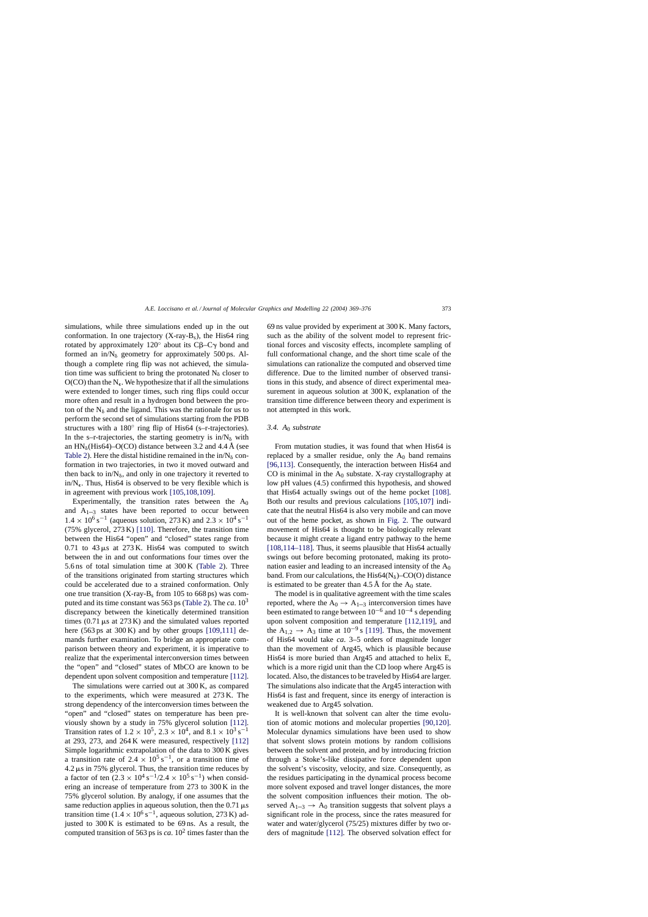simulations, while three simulations ended up in the out conformation. In one trajectory (X-ray-$B_s$), the His64 ring rotated by approximately 120° about its Cβ–Cγ bond and formed an in/$N_δ$ geometry for approximately 500 ps. Although a complete ring flip was not achieved, the simulation time was sufficient to bring the protonated $N_δ$ closer to O(CO) than the $N_ε$. We hypothesize that if all the simulations were extended to longer times, such ring flips could occur more often and result in a hydrogen bond between the proton of the $N_δ$ and the ligand. This was the rationale for us to perform the second set of simulations starting from the PDB structures with a 180° ring flip of His64 (s–r-trajectories). In the s–r-trajectories, the starting geometry is in/$N_δ$ with an $HN_δ$(His64)–O(CO) distance between 3.2 and 4.4 Å (see Table 2). Here the distal histidine remained in the in/$N_δ$ conformation in two trajectories, in two it moved outward and then back to in/$N_δ$, and only in one trajectory it reverted to in/$N_ε$. Thus, His64 is observed to be very flexible which is in agreement with previous work [105,108,109].

Experimentally, the transition rates between the $A_0$ and $A_{1-3}$ states have been reported to occur between $1.4 \times 10^6\,s^{-1}$ (aqueous solution, 273 K) and $2.3 \times 10^4\,s^{-1}$ (75% glycerol, 273 K) [110]. Therefore, the transition time between the His64 "open" and "closed" states range from 0.71 to 43 μs at 273 K. His64 was computed to switch between the in and out conformations four times over the 5.6 ns of total simulation time at 300 K (Table 2). Three of the transitions originated from starting structures which could be accelerated due to a strained conformation. Only one true transition (X-ray-$B_s$ from 105 to 668 ps) was computed and its time constant was 563 ps (Table 2). The *ca.* $10^3$ discrepancy between the kinetically determined transition times (0.71 μs at 273 K) and the simulated values reported here (563 ps at 300 K) and by other groups [109,111] demands further examination. To bridge an appropriate comparison between theory and experiment, it is imperative to realize that the experimental interconversion times between the "open" and "closed" states of MbCO are known to be dependent upon solvent composition and temperature [112].

The simulations were carried out at 300 K, as compared to the experiments, which were measured at 273 K. The strong dependency of the interconversion times between the "open" and "closed" states on temperature has been previously shown by a study in 75% glycerol solution [112]. Transition rates of $1.2 \times 10^5$, $2.3 \times 10^4$, and $8.1 \times 10^3\,s^{-1}$ at 293, 273, and 264 K were measured, respectively [112]. Simple logarithmic extrapolation of the data to 300 K gives a transition rate of $2.4 \times 10^5\,s^{-1}$, or a transition time of 4.2 μs in 75% glycerol. Thus, the transition time reduces by a factor of ten ($2.3 \times 10^4\,s^{-1}/2.4 \times 10^5\,s^{-1}$) when considering an increase of temperature from 273 to 300 K in the 75% glycerol solution. By analogy, if one assumes that the same reduction applies in aqueous solution, then the 0.71 μs transition time ($1.4 \times 10^6\,s^{-1}$, aqueous solution, 273 K) adjusted to 300 K is estimated to be 69 ns. As a result, the computed transition of 563 ps is *ca.* $10^2$ times faster than the 69 ns value provided by experiment at 300 K. Many factors, such as the ability of the solvent model to represent frictional forces and viscosity effects, incomplete sampling of full conformational change, and the short time scale of the simulations can rationalize the computed and observed time difference. Due to the limited number of observed transitions in this study, and absence of direct experimental measurement in aqueous solution at 300 K, explanation of the transition time difference between theory and experiment is not attempted in this work.

### 3.4. $A_0$ substrate

From mutation studies, it was found that when His64 is replaced by a smaller residue, only the $A_0$ band remains [96,113]. Consequently, the interaction between His64 and CO is minimal in the $A_0$ substate. X-ray crystallography at low pH values (4.5) confirmed this hypothesis, and showed that His64 actually swings out of the heme pocket [108]. Both our results and previous calculations [105,107] indicate that the neutral His64 is also very mobile and can move out of the heme pocket, as shown in Fig. 2. The outward movement of His64 is thought to be biologically relevant because it might create a ligand entry pathway to the heme [108,114–118]. Thus, it seems plausible that His64 actually swings out before becoming protonated, making its protonation easier and leading to an increased intensity of the $A_0$ band. From our calculations, the His64($N_δ$)–CO(O) distance is estimated to be greater than 4.5 Å for the $A_0$ state.

The model is in qualitative agreement with the time scales reported, where the $A_0 \rightarrow A_{1-3}$ interconversion times have been estimated to range between $10^{-6}$ and $10^{-4}$ s depending upon solvent composition and temperature [112,119], and the $A_{1,2} \rightarrow A_3$ time at $10^{-9}$ s [119]. Thus, the movement of His64 would take *ca.* 3–5 orders of magnitude longer than the movement of Arg45, which is plausible because His64 is more buried than Arg45 and attached to helix E, which is a more rigid unit than the CD loop where Arg45 is located. Also, the distances to be traveled by His64 are larger. The simulations also indicate that the Arg45 interaction with His64 is fast and frequent, since its energy of interaction is weakened due to Arg45 solvation.

It is well-known that solvent can alter the time evolution of atomic motions and molecular properties [90,120]. Molecular dynamics simulations have been used to show that solvent slows protein motions by random collisions between the solvent and protein, and by introducing friction through a Stoke's-like dissipative force dependent upon the solvent's viscosity, velocity, and size. Consequently, as the residues participating in the dynamical process become more solvent exposed and travel longer distances, the more the solvent composition influences their motion. The observed $A_{1-3} \rightarrow A_0$ transition suggests that solvent plays a significant role in the process, since the rates measured for water and water/glycerol (75/25) mixtures differ by two orders of magnitude [112]. The observed solvation effect for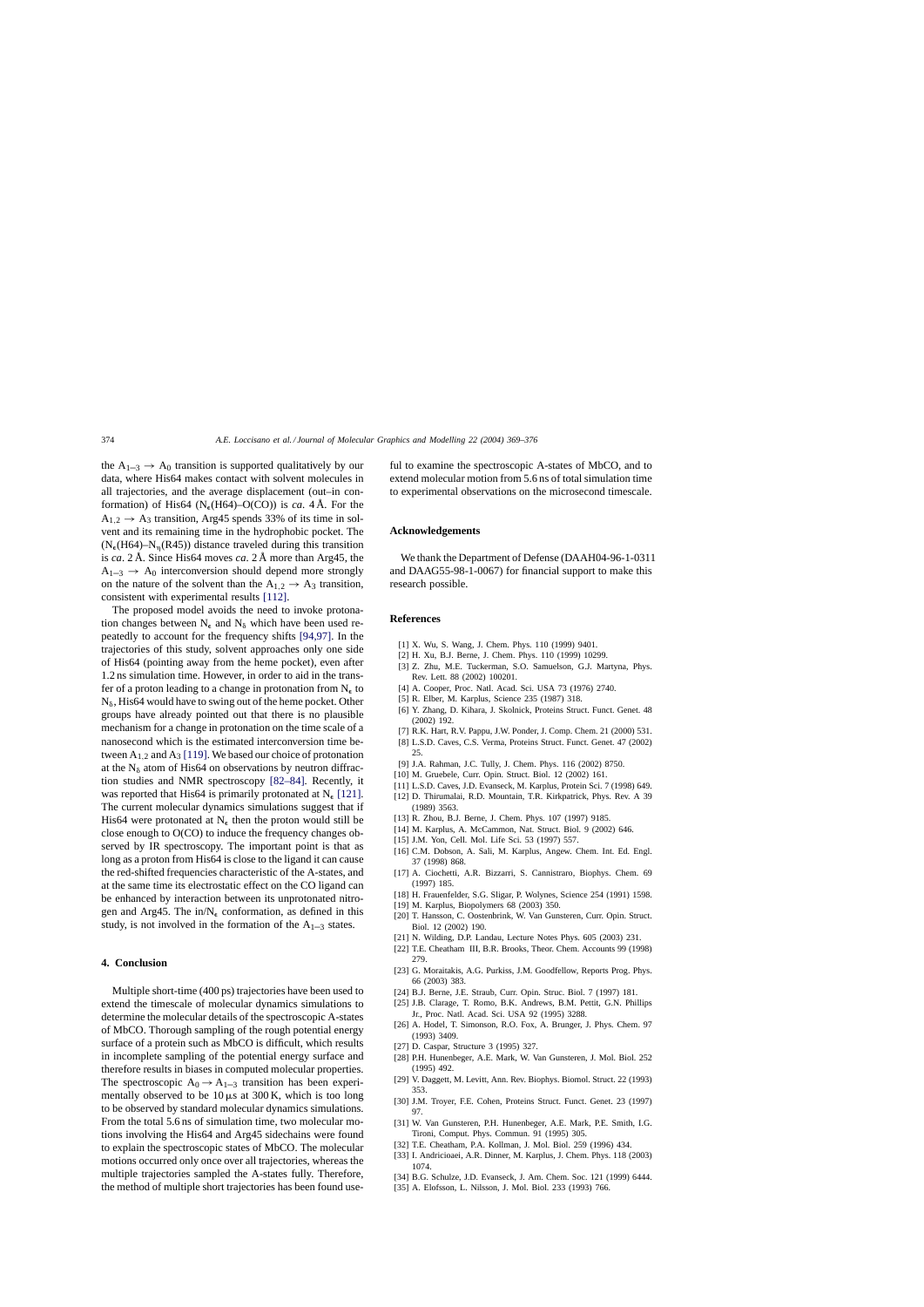the $A_{1-3} \rightarrow A_0$ transition is supported qualitatively by our data, where His64 makes contact with solvent molecules in all trajectories, and the average displacement (out–in conformation) of His64 ($N_\epsilon$(H64)–O(CO)) is *ca*. 4 Å. For the $A_{1,2} \rightarrow A_3$ transition, Arg45 spends 33% of its time in solvent and its remaining time in the hydrophobic pocket. The ($N_\epsilon$(H64)–$N_\eta$(R45)) distance traveled during this transition is *ca*. 2 Å. Since His64 moves *ca*. 2 Å more than Arg45, the $A_{1-3} \rightarrow A_0$ interconversion should depend more strongly on the nature of the solvent than the $A_{1,2} \rightarrow A_3$ transition, consistent with experimental results [112].

The proposed model avoids the need to invoke protonation changes between $N_\epsilon$ and $N_\delta$ which have been used repeatedly to account for the frequency shifts [94,97]. In the trajectories of this study, solvent approaches only one side of His64 (pointing away from the heme pocket), even after 1.2 ns simulation time. However, in order to aid in the transfer of a proton leading to a change in protonation from $N_\epsilon$ to $N_\delta$, His64 would have to swing out of the heme pocket. Other groups have already pointed out that there is no plausible mechanism for a change in protonation on the time scale of a nanosecond which is the estimated interconversion time between $A_{1,2}$ and $A_3$ [119]. We based our choice of protonation at the $N_\delta$ atom of His64 on observations by neutron diffraction studies and NMR spectroscopy [82–84]. Recently, it was reported that His64 is primarily protonated at $N_\epsilon$ [121]. The current molecular dynamics simulations suggest that if His64 were protonated at $N_\epsilon$ then the proton would still be close enough to O(CO) to induce the frequency changes observed by IR spectroscopy. The important point is that as long as a proton from His64 is close to the ligand it can cause the red-shifted frequencies characteristic of the A-states, and at the same time its electrostatic effect on the CO ligand can be enhanced by interaction between its unprotonated nitrogen and Arg45. The in/$N_\epsilon$ conformation, as defined in this study, is not involved in the formation of the $A_{1-3}$ states.

## 4. Conclusion

Multiple short-time (400 ps) trajectories have been used to extend the timescale of molecular dynamics simulations to determine the molecular details of the spectroscopic A-states of MbCO. Thorough sampling of the rough potential energy surface of a protein such as MbCO is difficult, which results in incomplete sampling of the potential energy surface and therefore results in biases in computed molecular properties. The spectroscopic $A_0 \rightarrow A_{1-3}$ transition has been experimentally observed to be 10 μs at 300 K, which is too long to be observed by standard molecular dynamics simulations. From the total 5.6 ns of simulation time, two molecular motions involving the His64 and Arg45 sidechains were found to explain the spectroscopic states of MbCO. The molecular motions occurred only once over all trajectories, whereas the multiple trajectories sampled the A-states fully. Therefore, the method of multiple short trajectories has been found useful to examine the spectroscopic A-states of MbCO, and to extend molecular motion from 5.6 ns of total simulation time to experimental observations on the microsecond timescale.

## Acknowledgements

We thank the Department of Defense (DAAH04-96-1-0311 and DAAG55-98-1-0067) for financial support to make this research possible.

## References

[1] X. Wu, S. Wang, J. Chem. Phys. 110 (1999) 9401.
[2] H. Xu, B.J. Berne, J. Chem. Phys. 110 (1999) 10299.
[3] Z. Zhu, M.E. Tuckerman, S.O. Samuelson, G.J. Martyna, Phys. Rev. Lett. 88 (2002) 100201.
[4] A. Cooper, Proc. Natl. Acad. Sci. USA 73 (1976) 2740.
[5] R. Elber, M. Karplus, Science 235 (1987) 318.
[6] Y. Zhang, D. Kihara, J. Skolnick, Proteins Struct. Funct. Genet. 48 (2002) 192.
[7] R.K. Hart, R.V. Pappu, J.W. Ponder, J. Comp. Chem. 21 (2000) 531.
[8] L.S.D. Caves, C.S. Verma, Proteins Struct. Funct. Genet. 47 (2002) 25.
[9] J.A. Rahman, J.C. Tully, J. Chem. Phys. 116 (2002) 8750.
[10] M. Gruebele, Curr. Opin. Struct. Biol. 12 (2002) 161.
[11] L.S.D. Caves, J.D. Evanseck, M. Karplus, Protein Sci. 7 (1998) 649.
[12] D. Thirumalai, R.D. Mountain, T.R. Kirkpatrick, Phys. Rev. A 39 (1989) 3563.
[13] R. Zhou, B.J. Berne, J. Chem. Phys. 107 (1997) 9185.
[14] M. Karplus, A. McCammon, Nat. Struct. Biol. 9 (2002) 646.
[15] J.M. Yon, Cell. Mol. Life Sci. 53 (1997) 557.
[16] C.M. Dobson, A. Sali, M. Karplus, Angew. Chem. Int. Ed. Engl. 37 (1998) 868.
[17] A. Ciochetti, A.R. Bizzarri, S. Cannistraro, Biophys. Chem. 69 (1997) 185.
[18] H. Frauenfelder, S.G. Sligar, P. Wolynes, Science 254 (1991) 1598.
[19] M. Karplus, Biopolymers 68 (2003) 350.
[20] T. Hansson, C. Oostenbrink, W. Van Gunsteren, Curr. Opin. Struct. Biol. 12 (2002) 190.
[21] N. Wilding, D.P. Landau, Lecture Notes Phys. 605 (2003) 231.
[22] T.E. Cheatham III, B.R. Brooks, Theor. Chem. Accounts 99 (1998) 279.
[23] G. Moraitakis, A.G. Purkiss, J.M. Goodfellow, Reports Prog. Phys. 66 (2003) 383.
[24] B.J. Berne, J.E. Straub, Curr. Opin. Struc. Biol. 7 (1997) 181.
[25] J.B. Clarage, T. Romo, B.K. Andrews, B.M. Pettit, G.N. Phillips Jr., Proc. Natl. Acad. Sci. USA 92 (1995) 3288.
[26] A. Hodel, T. Simonson, R.O. Fox, A. Brunger, J. Phys. Chem. 97 (1993) 3409.
[27] D. Caspar, Structure 3 (1995) 327.
[28] P.H. Hunenbeger, A.E. Mark, W. Van Gunsteren, J. Mol. Biol. 252 (1995) 492.
[29] V. Daggett, M. Levitt, Ann. Rev. Biophys. Biomol. Struct. 22 (1993) 353.
[30] J.M. Troyer, F.E. Cohen, Proteins Struct. Funct. Genet. 23 (1997) 97.
[31] W. Van Gunsteren, P.H. Hunenbeger, A.E. Mark, P.E. Smith, I.G. Tironi, Comput. Phys. Commun. 91 (1995) 305.
[32] T.E. Cheatham, P.A. Kollman, J. Mol. Biol. 259 (1996) 434.
[33] I. Andricioaei, A.R. Dinner, M. Karplus, J. Chem. Phys. 118 (2003) 1074.
[34] B.G. Schulze, J.D. Evanseck, J. Am. Chem. Soc. 121 (1999) 6444.
[35] A. Elofsson, L. Nilsson, J. Mol. Biol. 233 (1993) 766.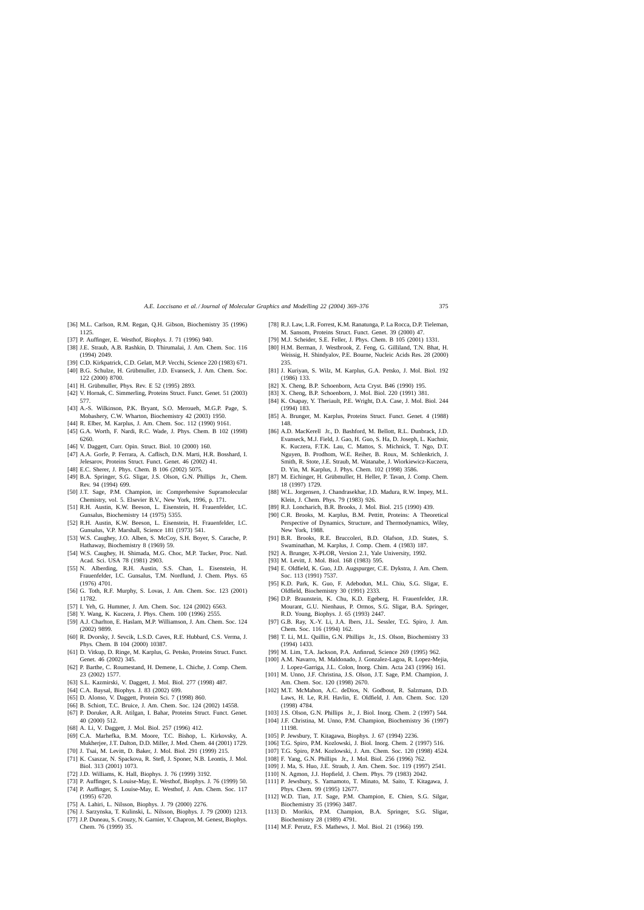[36] M.L. Carlson, R.M. Regan, Q.H. Gibson, Biochemistry 35 (1996) 1125.

[37] P. Auffinger, E. Westhof, Biophys. J. 71 (1996) 940.

[38] J.E. Straub, A.B. Rashkin, D. Thirumalai, J. Am. Chem. Soc. 116 (1994) 2049.

[39] C.D. Kirkpatrick, C.D. Gelatt, M.P. Vecchi, Science 220 (1983) 671.

[40] B.G. Schulze, H. Grübmuller, J.D. Evanseck, J. Am. Chem. Soc. 122 (2000) 8700.

[41] H. Grübmuller, Phys. Rev. E 52 (1995) 2893.

[42] V. Hornak, C. Simmerling, Proteins Struct. Funct. Genet. 51 (2003) 577.

[43] A.-S. Wilkinson, P.K. Bryant, S.O. Meroueh, M.G.P. Page, S. Mobashery, C.W. Wharton, Biochemistry 42 (2003) 1950.

[44] R. Elber, M. Karplus, J. Am. Chem. Soc. 112 (1990) 9161.

[45] G.A. Worth, F. Nardi, R.C. Wade, J. Phys. Chem. B 102 (1998) 6260.

[46] V. Daggett, Curr. Opin. Struct. Biol. 10 (2000) 160.

[47] A.A. Gorfe, P. Ferrara, A. Caflisch, D.N. Marti, H.R. Bosshard, I. Jelesarov, Proteins Struct. Funct. Genet. 46 (2002) 41.

[48] E.C. Sherer, J. Phys. Chem. B 106 (2002) 5075.

[49] B.A. Springer, S.G. Sligar, J.S. Olson, G.N. Phillips Jr., Chem. Rev. 94 (1994) 699.

[50] J.T. Sage, P.M. Champion, in: Comprehensive Supramolecular Chemistry, vol. 5. Elsevier B.V., New York, 1996, p. 171.

[51] R.H. Austin, K.W. Beeson, L. Eisenstein, H. Frauenfelder, I.C. Gunsalus, Biochemistry 14 (1975) 5355.

[52] R.H. Austin, K.W. Beeson, L. Eisenstein, H. Frauenfelder, I.C. Gunsalus, V.P. Marshall, Science 181 (1973) 541.

[53] W.S. Caughey, J.O. Alben, S. McCoy, S.H. Boyer, S. Carache, P. Hathaway, Biochemistry 8 (1969) 59.

[54] W.S. Caughey, H. Shimada, M.G. Choc, M.P. Tucker, Proc. Natl. Acad. Sci. USA 78 (1981) 2903.

[55] N. Alberding, R.H. Austin, S.S. Chan, L. Eisenstein, H. Frauenfelder, I.C. Gunsalus, T.M. Nordlund, J. Chem. Phys. 65 (1976) 4701.

[56] G. Toth, R.F. Murphy, S. Lovas, J. Am. Chem. Soc. 123 (2001) 11782.

[57] I. Yeh, G. Hummer, J. Am. Chem. Soc. 124 (2002) 6563.

[58] Y. Wang, K. Kuczera, J. Phys. Chem. 100 (1996) 2555.

[59] A.J. Charlton, E. Haslam, M.P. Williamson, J. Am. Chem. Soc. 124 (2002) 9899.

[60] R. Dvorsky, J. Sevcik, L.S.D. Caves, R.E. Hubbard, C.S. Verma, J. Phys. Chem. B 104 (2000) 10387.

[61] D. Vitkup, D. Ringe, M. Karplus, G. Petsko, Proteins Struct. Funct. Genet. 46 (2002) 345.

[62] P. Barthe, C. Roumestand, H. Demene, L. Chiche, J. Comp. Chem. 23 (2002) 1577.

[63] S.L. Kazmirski, V. Daggett, J. Mol. Biol. 277 (1998) 487.

[64] C.A. Baysal, Biophys. J. 83 (2002) 699.

[65] D. Alonso, V. Daggett, Protein Sci. 7 (1998) 860.

[66] B. Schiott, T.C. Bruice, J. Am. Chem. Soc. 124 (2002) 14558.

[67] P. Doruker, A.R. Atilgan, I. Bahar, Proteins Struct. Funct. Genet. 40 (2000) 512.

[68] A. Li, V. Daggett, J. Mol. Biol. 257 (1996) 412.

[69] C.A. Marhefka, B.M. Moore, T.C. Bishop, L. Kirkovsky, A. Mukherjee, J.T. Dalton, D.D. Miller, J. Med. Chem. 44 (2001) 1729.

[70] J. Tsai, M. Levitt, D. Baker, J. Mol. Biol. 291 (1999) 215.

[71] K. Csaszar, N. Spackova, R. Stefl, J. Sponer, N.B. Leontis, J. Mol. Biol. 313 (2001) 1073.

[72] J.D. Williams, K. Hall, Biophys. J. 76 (1999) 3192.

[73] P. Auffinger, S. Louise-May, E. Westhof, Biophys. J. 76 (1999) 50.

[74] P. Auffinger, S. Louise-May, E. Westhof, J. Am. Chem. Soc. 117 (1995) 6720.

[75] A. Lahiri, L. Nilsson, Biophys. J. 79 (2000) 2276.

[76] J. Sarzynska, T. Kulinski, L. Nilsson, Biophys. J. 79 (2000) 1213.

[77] J.P. Duneau, S. Crouzy, N. Garnier, Y. Chapron, M. Genest, Biophys. Chem. 76 (1999) 35.

[78] R.J. Law, L.R. Forrest, K.M. Ranatunga, P. La Rocca, D.P. Tieleman, M. Sansom, Proteins Struct. Funct. Genet. 39 (2000) 47.

[79] M.J. Scheider, S.E. Feller, J. Phys. Chem. B 105 (2001) 1331.

[80] H.M. Berman, J. Westbrook, Z. Feng, G. Gilliland, T.N. Bhat, H. Weissig, H. Shindyalov, P.E. Bourne, Nucleic Acids Res. 28 (2000) 235.

[81] J. Kuriyan, S. Wilz, M. Karplus, G.A. Petsko, J. Mol. Biol. 192 (1986) 133.

[82] X. Cheng, B.P. Schoenborn, Acta Cryst. B46 (1990) 195.

[83] X. Cheng, B.P. Schoenborn, J. Mol. Biol. 220 (1991) 381.

[84] K. Osapay, Y. Theriault, P.E. Wright, D.A. Case, J. Mol. Biol. 244 (1994) 183.

[85] A. Brunger, M. Karplus, Proteins Struct. Funct. Genet. 4 (1988) 148.

[86] A.D. MacKerell Jr., D. Bashford, M. Bellott, R.L. Dunbrack, J.D. Evanseck, M.J. Field, J. Gao, H. Guo, S. Ha, D. Joseph, L. Kuchnir, K. Kuczera, F.T.K. Lau, C. Mattos, S. Michnick, T. Ngo, D.T. Nguyen, B. Prodhom, W.E. Reiher, B. Roux, M. Schlenkrich, J. Smith, R. Stote, J.E. Straub, M. Watanabe, J. Wiorkiewicz-Kuczera, D. Yin, M. Karplus, J. Phys. Chem. 102 (1998) 3586.

[87] M. Eichinger, H. Grübmuller, H. Heller, P. Tavan, J. Comp. Chem. 18 (1997) 1729.

[88] W.L. Jorgensen, J. Chandrasekhar, J.D. Madura, R.W. Impey, M.L. Klein, J. Chem. Phys. 79 (1983) 926.

[89] R.J. Loncharich, B.R. Brooks, J. Mol. Biol. 215 (1990) 439.

[90] C.R. Brooks, M. Karplus, B.M. Pettitt, Proteins: A Theoretical Perspective of Dynamics, Structure, and Thermodynamics, Wiley, New York, 1988.

[91] B.R. Brooks, R.E. Bruccoleri, B.D. Olafson, J.D. States, S. Swaminathan, M. Karplus, J. Comp. Chem. 4 (1983) 187.

[92] A. Brunger, X-PLOR, Version 2.1, Yale University, 1992.

[93] M. Levitt, J. Mol. Biol. 168 (1983) 595.

[94] E. Oldfield, K. Guo, J.D. Augspurger, C.E. Dykstra, J. Am. Chem. Soc. 113 (1991) 7537.

[95] K.D. Park, K. Guo, F. Adebodun, M.L. Chiu, S.G. Sligar, E. Oldfield, Biochemistry 30 (1991) 2333.

[96] D.P. Braunstein, K. Chu, K.D. Egeberg, H. Frauenfelder, J.R. Mourant, G.U. Nienhaus, P. Ormos, S.G. Sligar, B.A. Springer, R.D. Young, Biophys. J. 65 (1993) 2447.

[97] G.B. Ray, X.-Y. Li, J.A. Ibers, J.L. Sessler, T.G. Spiro, J. Am. Chem. Soc. 116 (1994) 162.

[98] T. Li, M.L. Quillin, G.N. Phillips Jr., J.S. Olson, Biochemistry 33 (1994) 1433.

[99] M. Lim, T.A. Jackson, P.A. Anfinrud, Science 269 (1995) 962.

[100] A.M. Navarro, M. Maldonado, J. Gonzalez-Lagoa, R. Lopez-Mejia, J. Lopez-Garriga, J.L. Colon, Inorg. Chim. Acta 243 (1996) 161.

[101] M. Unno, J.F. Christina, J.S. Olson, J.T. Sage, P.M. Champion, J. Am. Chem. Soc. 120 (1998) 2670.

[102] M.T. McMahon, A.C. deDios, N. Godbout, R. Salzmann, D.D. Laws, H. Le, R.H. Havlin, E. Oldfield, J. Am. Chem. Soc. 120 (1998) 4784.

[103] J.S. Olson, G.N. Phillips Jr., J. Biol. Inorg. Chem. 2 (1997) 544.

[104] J.F. Christina, M. Unno, P.M. Champion, Biochemistry 36 (1997) 11198.

[105] P. Jewsbury, T. Kitagawa, Biophys. J. 67 (1994) 2236.

[106] T.G. Spiro, P.M. Kozlowski, J. Biol. Inorg. Chem. 2 (1997) 516.

[107] T.G. Spiro, P.M. Kozlowski, J. Am. Chem. Soc. 120 (1998) 4524.

[108] F. Yang, G.N. Phillips Jr., J. Mol. Biol. 256 (1996) 762.

[109] J. Ma, S. Huo, J.E. Straub, J. Am. Chem. Soc. 119 (1997) 2541.

[110] N. Agmon, J.J. Hopfield, J. Chem. Phys. 79 (1983) 2042.

[111] P. Jewsbury, S. Yamamoto, T. Minato, M. Saito, T. Kitagawa, J. Phys. Chem. 99 (1995) 12677.

[112] W.D. Tian, J.T. Sage, P.M. Champion, E. Chien, S.G. Silgar, Biochemistry 35 (1996) 3487.

[113] D. Morikis, P.M. Champion, B.A. Springer, S.G. Sligar, Biochemistry 28 (1989) 4791.

[114] M.F. Perutz, F.S. Mathews, J. Mol. Biol. 21 (1966) 199.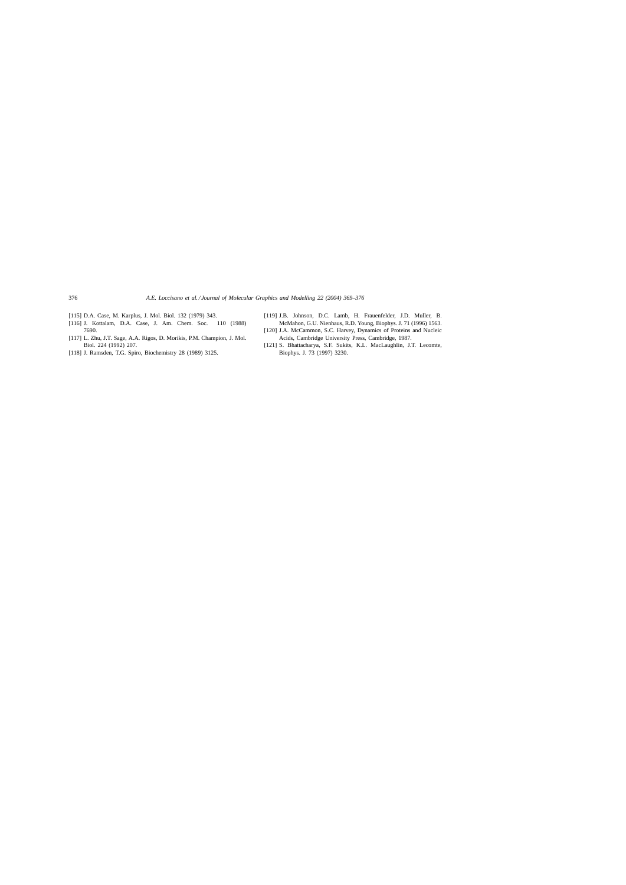[115] D.A. Case, M. Karplus, J. Mol. Biol. 132 (1979) 343.

[116] J. Kottalam, D.A. Case, J. Am. Chem. Soc. 110 (1988) 7690.

[117] L. Zhu, J.T. Sage, A.A. Rigos, D. Morikis, P.M. Champion, J. Mol. Biol. 224 (1992) 207.

[118] J. Ramsden, T.G. Spiro, Biochemistry 28 (1989) 3125.

[119] J.B. Johnson, D.C. Lamb, H. Frauenfelder, J.D. Muller, B. McMahon, G.U. Nienhaus, R.D. Young, Biophys. J. 71 (1996) 1563.

[120] J.A. McCammon, S.C. Harvey, Dynamics of Proteins and Nucleic Acids, Cambridge University Press, Cambridge, 1987.

[121] S. Bhattacharya, S.F. Sukits, K.L. MacLaughlin, J.T. Lecomte, Biophys. J. 73 (1997) 3230.